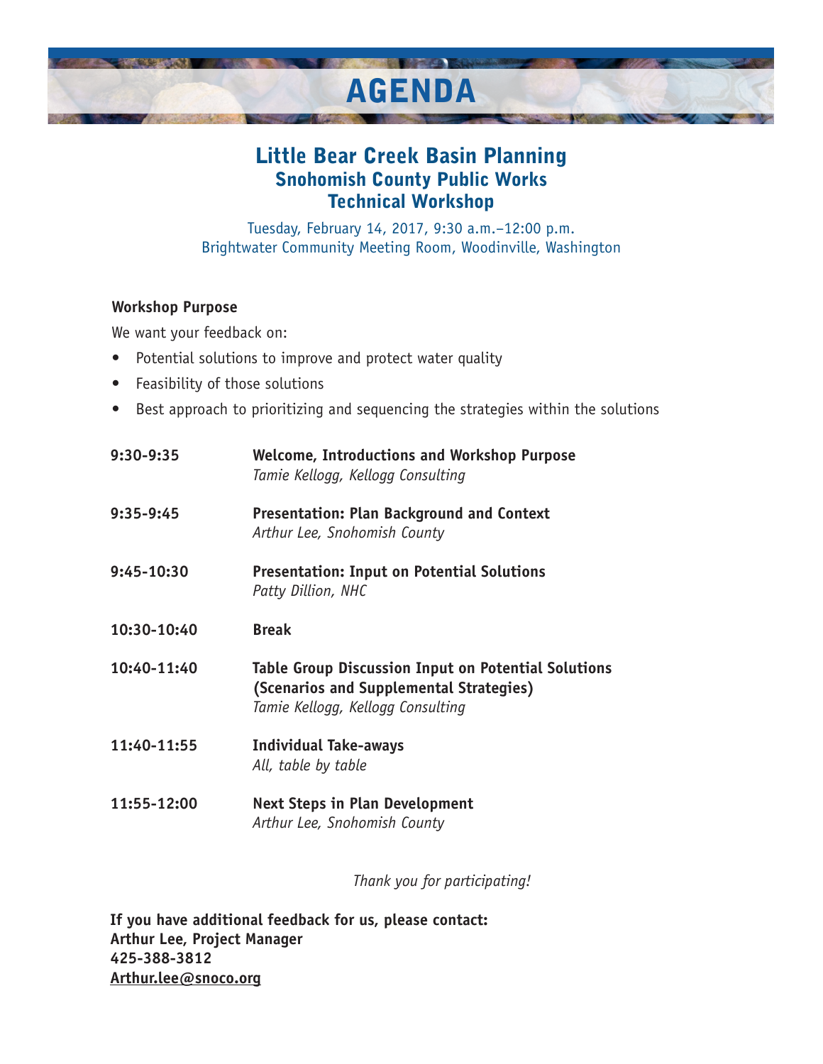# AGENDA

## Little Bear Creek Basin Planning
### Snohomish County Public Works
### Technical Workshop

Tuesday, February 14, 2017, 9:30 a.m.–12:00 p.m.
Brightwater Community Meeting Room, Woodinville, Washington

**Workshop Purpose**

We want your feedback on:

- Potential solutions to improve and protect water quality
- Feasibility of those solutions
- Best approach to prioritizing and sequencing the strategies within the solutions

| | |
|---|---|
| **9:30-9:35** | **Welcome, Introductions and Workshop Purpose**<br>*Tamie Kellogg, Kellogg Consulting* |
| **9:35-9:45** | **Presentation: Plan Background and Context**<br>*Arthur Lee, Snohomish County* |
| **9:45-10:30** | **Presentation: Input on Potential Solutions**<br>*Patty Dillion, NHC* |
| **10:30-10:40** | **Break** |
| **10:40-11:40** | **Table Group Discussion Input on Potential Solutions (Scenarios and Supplemental Strategies)**<br>*Tamie Kellogg, Kellogg Consulting* |
| **11:40-11:55** | **Individual Take-aways**<br>*All, table by table* |
| **11:55-12:00** | **Next Steps in Plan Development**<br>*Arthur Lee, Snohomish County* |

*Thank you for participating!*

**If you have additional feedback for us, please contact:**
**Arthur Lee, Project Manager**
**425-388-3812**
**Arthur.lee@snoco.org**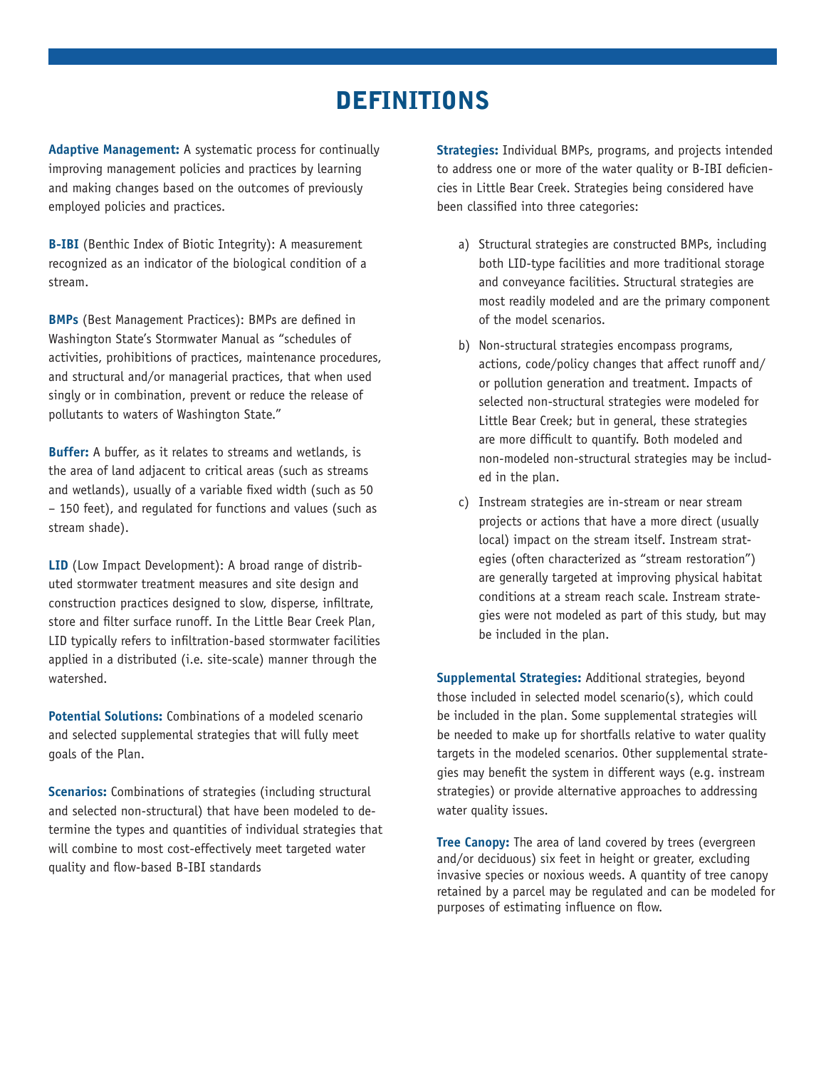# DEFINITIONS

**Adaptive Management:** A systematic process for continually improving management policies and practices by learning and making changes based on the outcomes of previously employed policies and practices.

**B-IBI** (Benthic Index of Biotic Integrity): A measurement recognized as an indicator of the biological condition of a stream.

**BMPs** (Best Management Practices): BMPs are defined in Washington State's Stormwater Manual as "schedules of activities, prohibitions of practices, maintenance procedures, and structural and/or managerial practices, that when used singly or in combination, prevent or reduce the release of pollutants to waters of Washington State."

**Buffer:** A buffer, as it relates to streams and wetlands, is the area of land adjacent to critical areas (such as streams and wetlands), usually of a variable fixed width (such as 50 – 150 feet), and regulated for functions and values (such as stream shade).

**LID** (Low Impact Development): A broad range of distributed stormwater treatment measures and site design and construction practices designed to slow, disperse, infiltrate, store and filter surface runoff. In the Little Bear Creek Plan, LID typically refers to infiltration-based stormwater facilities applied in a distributed (i.e. site-scale) manner through the watershed.

**Potential Solutions:** Combinations of a modeled scenario and selected supplemental strategies that will fully meet goals of the Plan.

**Scenarios:** Combinations of strategies (including structural and selected non-structural) that have been modeled to determine the types and quantities of individual strategies that will combine to most cost-effectively meet targeted water quality and flow-based B-IBI standards

**Strategies:** Individual BMPs, programs, and projects intended to address one or more of the water quality or B-IBI deficiencies in Little Bear Creek. Strategies being considered have been classified into three categories:

a) Structural strategies are constructed BMPs, including both LID-type facilities and more traditional storage and conveyance facilities. Structural strategies are most readily modeled and are the primary component of the model scenarios.

b) Non-structural strategies encompass programs, actions, code/policy changes that affect runoff and/or pollution generation and treatment. Impacts of selected non-structural strategies were modeled for Little Bear Creek; but in general, these strategies are more difficult to quantify. Both modeled and non-modeled non-structural strategies may be included in the plan.

c) Instream strategies are in-stream or near stream projects or actions that have a more direct (usually local) impact on the stream itself. Instream strategies (often characterized as "stream restoration") are generally targeted at improving physical habitat conditions at a stream reach scale. Instream strategies were not modeled as part of this study, but may be included in the plan.

**Supplemental Strategies:** Additional strategies, beyond those included in selected model scenario(s), which could be included in the plan. Some supplemental strategies will be needed to make up for shortfalls relative to water quality targets in the modeled scenarios. Other supplemental strategies may benefit the system in different ways (e.g. instream strategies) or provide alternative approaches to addressing water quality issues.

**Tree Canopy:** The area of land covered by trees (evergreen and/or deciduous) six feet in height or greater, excluding invasive species or noxious weeds. A quantity of tree canopy retained by a parcel may be regulated and can be modeled for purposes of estimating influence on flow.